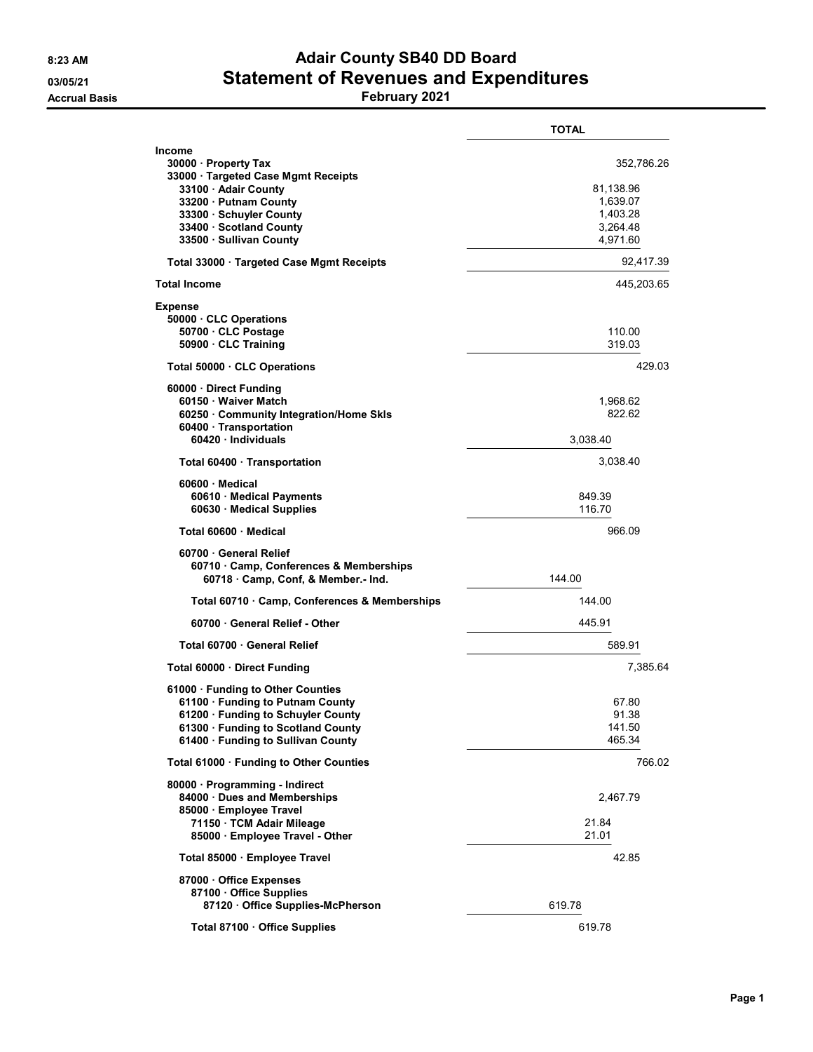**8:23 AM**
**03/05/21**
**Accrual Basis**

# Adair County SB40 DD Board
## Statement of Revenues and Expenditures
### February 2021

| | TOTAL |
|---|---|
| **Income** | |
| 30000 · Property Tax | 352,786.26 |
| 33000 · Targeted Case Mgmt Receipts | |
| 33100 · Adair County | 81,138.96 |
| 33200 · Putnam County | 1,639.07 |
| 33300 · Schuyler County | 1,403.28 |
| 33400 · Scotland County | 3,264.48 |
| 33500 · Sullivan County | 4,971.60 |
| Total 33000 · Targeted Case Mgmt Receipts | 92,417.39 |
| **Total Income** | 445,203.65 |
| **Expense** | |
| 50000 · CLC Operations | |
| 50700 · CLC Postage | 110.00 |
| 50900 · CLC Training | 319.03 |
| Total 50000 · CLC Operations | 429.03 |
| 60000 · Direct Funding | |
| 60150 · Waiver Match | 1,968.62 |
| 60250 · Community Integration/Home Skls | 822.62 |
| 60400 · Transportation | |
| 60420 · Individuals | 3,038.40 |
| Total 60400 · Transportation | 3,038.40 |
| 60600 · Medical | |
| 60610 · Medical Payments | 849.39 |
| 60630 · Medical Supplies | 116.70 |
| Total 60600 · Medical | 966.09 |
| 60700 · General Relief | |
| 60710 · Camp, Conferences & Memberships | |
| 60718 · Camp, Conf, & Member.- Ind. | 144.00 |
| Total 60710 · Camp, Conferences & Memberships | 144.00 |
| 60700 · General Relief - Other | 445.91 |
| Total 60700 · General Relief | 589.91 |
| Total 60000 · Direct Funding | 7,385.64 |
| 61000 · Funding to Other Counties | |
| 61100 · Funding to Putnam County | 67.80 |
| 61200 · Funding to Schuyler County | 91.38 |
| 61300 · Funding to Scotland County | 141.50 |
| 61400 · Funding to Sullivan County | 465.34 |
| Total 61000 · Funding to Other Counties | 766.02 |
| 80000 · Programming - Indirect | |
| 84000 · Dues and Memberships | 2,467.79 |
| 85000 · Employee Travel | |
| 71150 · TCM Adair Mileage | 21.84 |
| 85000 · Employee Travel - Other | 21.01 |
| Total 85000 · Employee Travel | 42.85 |
| 87000 · Office Expenses | |
| 87100 · Office Supplies | |
| 87120 · Office Supplies-McPherson | 619.78 |
| Total 87100 · Office Supplies | 619.78 |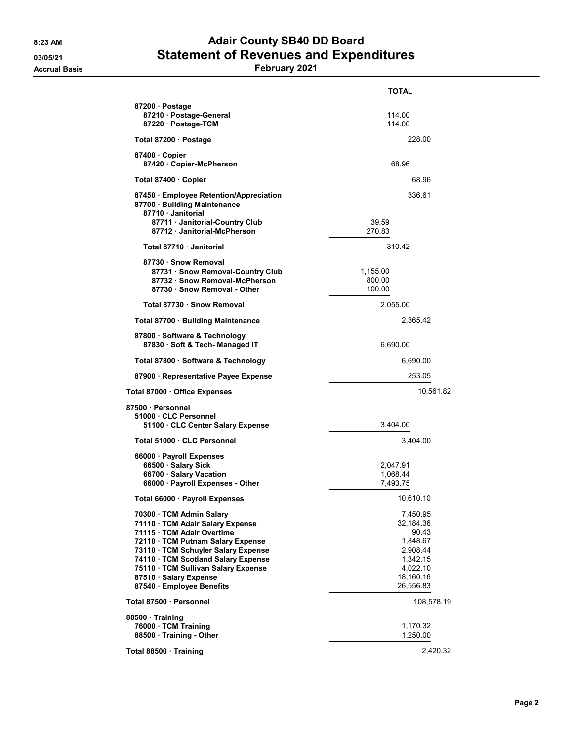# Adair County SB40 DD Board

## Statement of Revenues and Expenditures

**February 2021**

8:23 AM
03/05/21
Accrual Basis

| | TOTAL |
|---|---|
| 87200 · Postage | |
| 87210 · Postage-General | 114.00 |
| 87220 · Postage-TCM | 114.00 |
| Total 87200 · Postage | 228.00 |
| 87400 · Copier | |
| 87420 · Copier-McPherson | 68.96 |
| Total 87400 · Copier | 68.96 |
| 87450 · Employee Retention/Appreciation | 336.61 |
| 87700 · Building Maintenance | |
| 87710 · Janitorial | |
| 87711 · Janitorial-Country Club | 39.59 |
| 87712 · Janitorial-McPherson | 270.83 |
| Total 87710 · Janitorial | 310.42 |
| 87730 · Snow Removal | |
| 87731 · Snow Removal-Country Club | 1,155.00 |
| 87732 · Snow Removal-McPherson | 800.00 |
| 87730 · Snow Removal - Other | 100.00 |
| Total 87730 · Snow Removal | 2,055.00 |
| Total 87700 · Building Maintenance | 2,365.42 |
| 87800 · Software & Technology | |
| 87830 · Soft & Tech- Managed IT | 6,690.00 |
| Total 87800 · Software & Technology | 6,690.00 |
| 87900 · Representative Payee Expense | 253.05 |
| Total 87000 · Office Expenses | 10,561.82 |
| 87500 · Personnel | |
| 51000 · CLC Personnel | |
| 51100 · CLC Center Salary Expense | 3,404.00 |
| Total 51000 · CLC Personnel | 3,404.00 |
| 66000 · Payroll Expenses | |
| 66500 · Salary Sick | 2,047.91 |
| 66700 · Salary Vacation | 1,068.44 |
| 66000 · Payroll Expenses - Other | 7,493.75 |
| Total 66000 · Payroll Expenses | 10,610.10 |
| 70300 · TCM Admin Salary | 7,450.95 |
| 71110 · TCM Adair Salary Expense | 32,184.36 |
| 71115 · TCM Adair Overtime | 90.43 |
| 72110 · TCM Putnam Salary Expense | 1,848.67 |
| 73110 · TCM Schuyler Salary Expense | 2,908.44 |
| 74110 · TCM Scotland Salary Expense | 1,342.15 |
| 75110 · TCM Sullivan Salary Expense | 4,022.10 |
| 87510 · Salary Expense | 18,160.16 |
| 87540 · Employee Benefits | 26,556.83 |
| Total 87500 · Personnel | 108,578.19 |
| 88500 · Training | |
| 76000 · TCM Training | 1,170.32 |
| 88500 · Training - Other | 1,250.00 |
| Total 88500 · Training | 2,420.32 |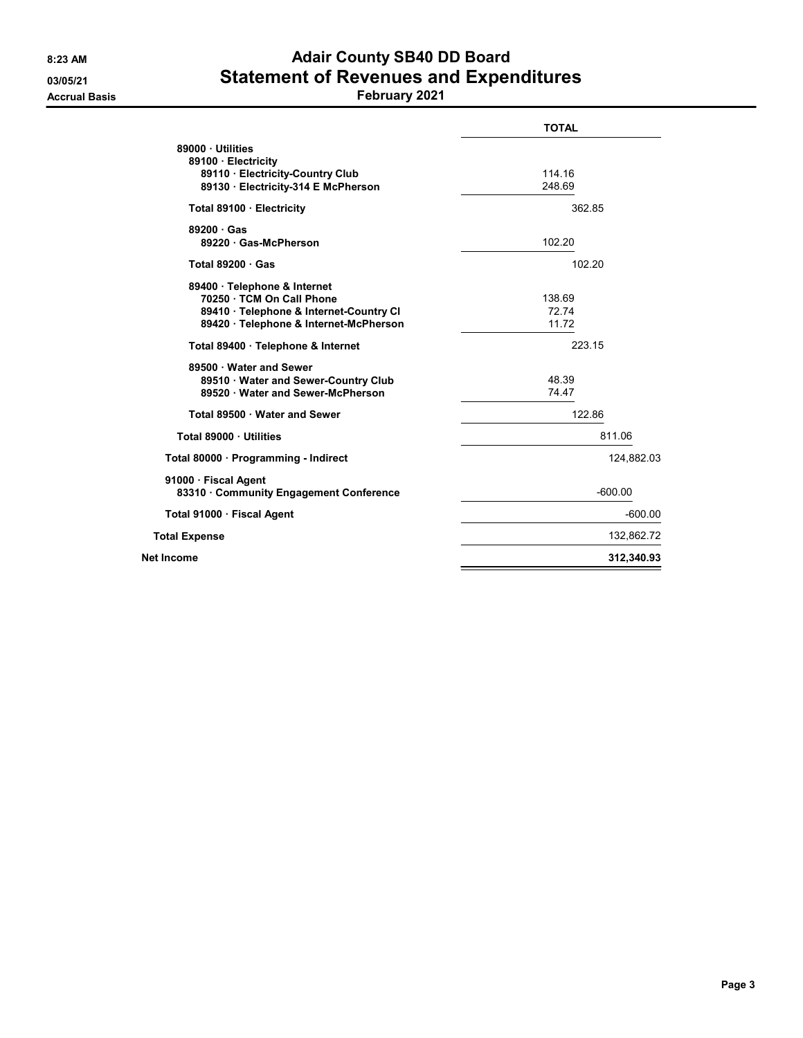# Adair County SB40 DD Board

## Statement of Revenues and Expenditures

### February 2021

Accrual Basis

| | TOTAL |
|---|---|
| 89000 · Utilities | |
| 89100 · Electricity | |
| 89110 · Electricity-Country Club | 114.16 |
| 89130 · Electricity-314 E McPherson | 248.69 |
| Total 89100 · Electricity | 362.85 |
| 89200 · Gas | |
| 89220 · Gas-McPherson | 102.20 |
| Total 89200 · Gas | 102.20 |
| 89400 · Telephone & Internet | |
| 70250 · TCM On Call Phone | 138.69 |
| 89410 · Telephone & Internet-Country Cl | 72.74 |
| 89420 · Telephone & Internet-McPherson | 11.72 |
| Total 89400 · Telephone & Internet | 223.15 |
| 89500 · Water and Sewer | |
| 89510 · Water and Sewer-Country Club | 48.39 |
| 89520 · Water and Sewer-McPherson | 74.47 |
| Total 89500 · Water and Sewer | 122.86 |
| Total 89000 · Utilities | 811.06 |
| Total 80000 · Programming - Indirect | 124,882.03 |
| 91000 · Fiscal Agent | |
| 83310 · Community Engagement Conference | -600.00 |
| Total 91000 · Fiscal Agent | -600.00 |
| Total Expense | 132,862.72 |
| Net Income | 312,340.93 |